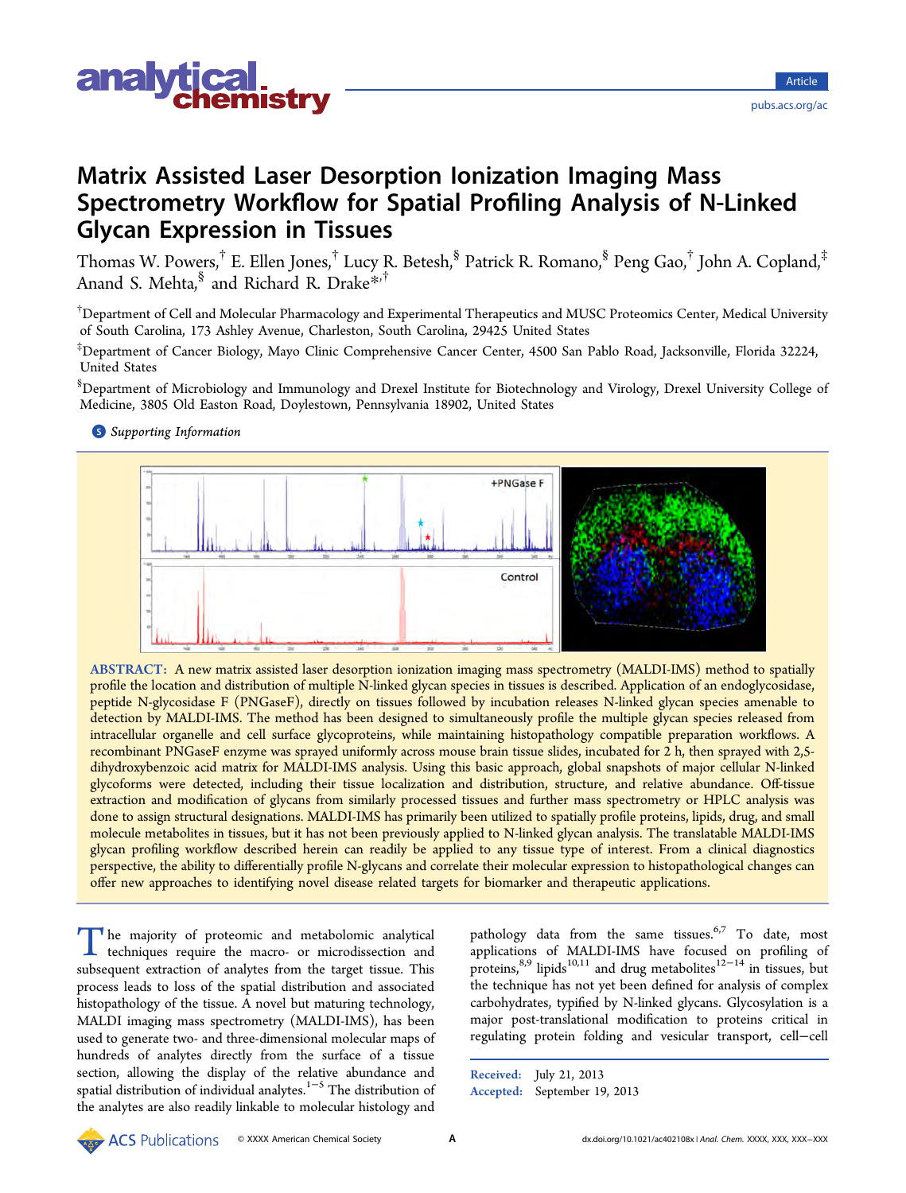# Matrix Assisted Laser Desorption Ionization Imaging Mass Spectrometry Workflow for Spatial Profiling Analysis of N-Linked Glycan Expression in Tissues

Thomas W. Powers,[†] E. Ellen Jones,[†] Lucy R. Betesh,[§] Patrick R. Romano,[§] Peng Gao,[†] John A. Copland,[‡] Anand S. Mehta,[§] and Richard R. Drake*[,†]

[†]Department of Cell and Molecular Pharmacology and Experimental Therapeutics and MUSC Proteomics Center, Medical University of South Carolina, 173 Ashley Avenue, Charleston, South Carolina, 29425 United States

[‡]Department of Cancer Biology, Mayo Clinic Comprehensive Cancer Center, 4500 San Pablo Road, Jacksonville, Florida 32224, United States

[§]Department of Microbiology and Immunology and Drexel Institute for Biotechnology and Virology, Drexel University College of Medicine, 3805 Old Easton Road, Doylestown, Pennsylvania 18902, United States

*Supporting Information*

+PNGase F

Control

**ABSTRACT:** A new matrix assisted laser desorption ionization imaging mass spectrometry (MALDI-IMS) method to spatially profile the location and distribution of multiple N-linked glycan species in tissues is described. Application of an endoglycosidase, peptide N-glycosidase F (PNGaseF), directly on tissues followed by incubation releases N-linked glycan species amenable to detection by MALDI-IMS. The method has been designed to simultaneously profile the multiple glycan species released from intracellular organelle and cell surface glycoproteins, while maintaining histopathology compatible preparation workflows. A recombinant PNGaseF enzyme was sprayed uniformly across mouse brain tissue slides, incubated for 2 h, then sprayed with 2,5-dihydroxybenzoic acid matrix for MALDI-IMS analysis. Using this basic approach, global snapshots of major cellular N-linked glycoforms were detected, including their tissue localization and distribution, structure, and relative abundance. Off-tissue extraction and modification of glycans from similarly processed tissues and further mass spectrometry or HPLC analysis was done to assign structural designations. MALDI-IMS has primarily been utilized to spatially profile proteins, lipids, drug, and small molecule metabolites in tissues, but it has not been previously applied to N-linked glycan analysis. The translatable MALDI-IMS glycan profiling workflow described herein can readily be applied to any tissue type of interest. From a clinical diagnostics perspective, the ability to differentially profile N-glycans and correlate their molecular expression to histopathological changes can offer new approaches to identifying novel disease related targets for biomarker and therapeutic applications.

The majority of proteomic and metabolomic analytical techniques require the macro- or microdissection and subsequent extraction of analytes from the target tissue. This process leads to loss of the spatial distribution and associated histopathology of the tissue. A novel but maturing technology, MALDI imaging mass spectrometry (MALDI-IMS), has been used to generate two- and three-dimensional molecular maps of hundreds of analytes directly from the surface of a tissue section, allowing the display of the relative abundance and spatial distribution of individual analytes.[1−5] The distribution of the analytes are also readily linkable to molecular histology and pathology data from the same tissues.[6,7] To date, most applications of MALDI-IMS have focused on profiling of proteins,[8,9] lipids[10,11] and drug metabolites[12−14] in tissues, but the technique has not yet been defined for analysis of complex carbohydrates, typified by N-linked glycans. Glycosylation is a major post-translational modification to proteins critical in regulating protein folding and vesicular transport, cell−cell

Received: July 21, 2013
Accepted: September 19, 2013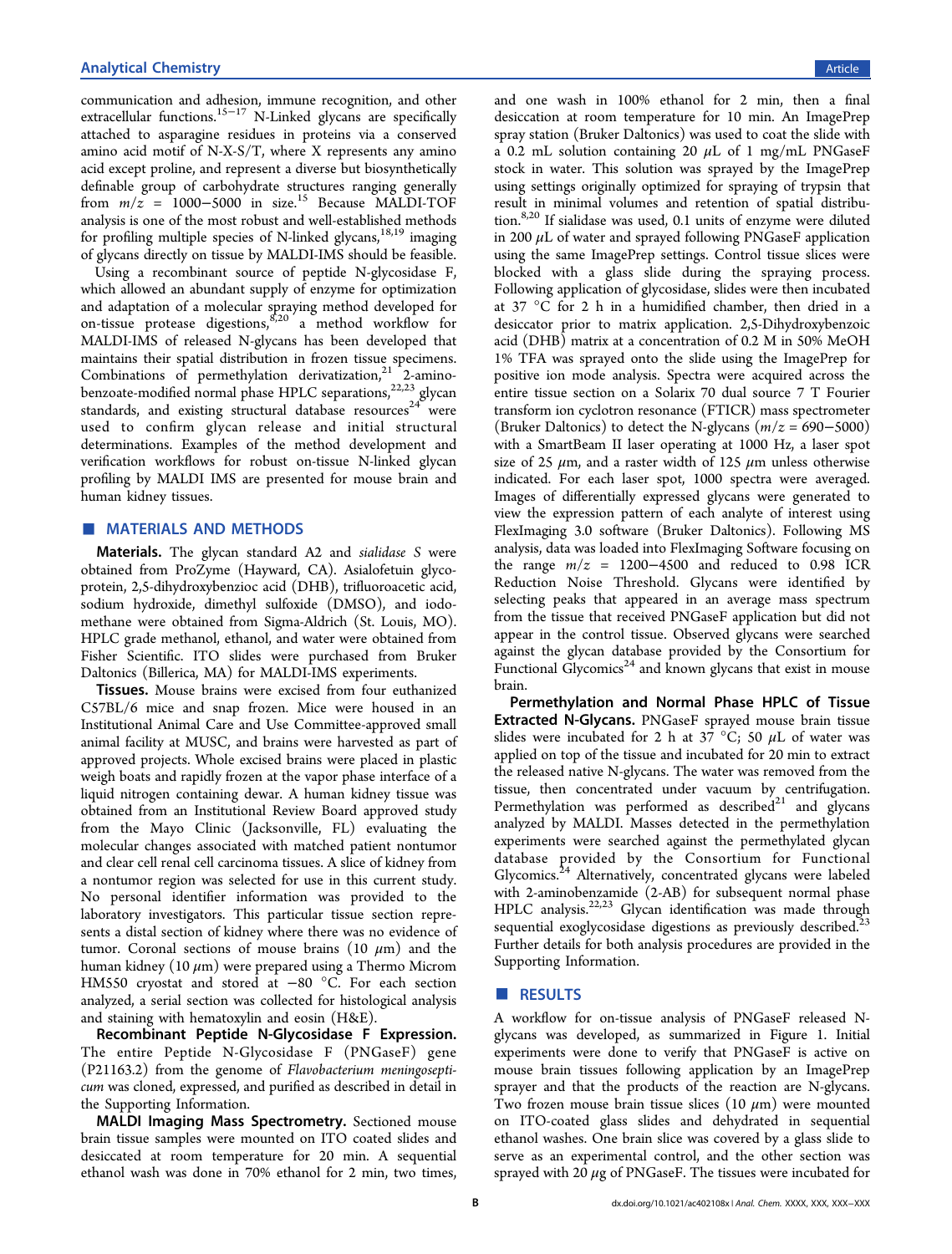communication and adhesion, immune recognition, and other extracellular functions.[15−17] N-Linked glycans are specifically attached to asparagine residues in proteins via a conserved amino acid motif of N-X-S/T, where X represents any amino acid except proline, and represent a diverse but biosynthetically definable group of carbohydrate structures ranging generally from $m/z$ = 1000−5000 in size.[15] Because MALDI-TOF analysis is one of the most robust and well-established methods for profiling multiple species of N-linked glycans,[18,19] imaging of glycans directly on tissue by MALDI-IMS should be feasible.

Using a recombinant source of peptide N-glycosidase F, which allowed an abundant supply of enzyme for optimization and adaptation of a molecular spraying method developed for on-tissue protease digestions,[8,20] a method workflow for MALDI-IMS of released N-glycans has been developed that maintains their spatial distribution in frozen tissue specimens. Combinations of permethylation derivatization,[21] 2-aminobenzoate-modified normal phase HPLC separations,[22,23] glycan standards, and existing structural database resources[24] were used to confirm glycan release and initial structural determinations. Examples of the method development and verification workflows for robust on-tissue N-linked glycan profiling by MALDI IMS are presented for mouse brain and human kidney tissues.

## MATERIALS AND METHODS

**Materials.** The glycan standard A2 and *sialidase S* were obtained from ProZyme (Hayward, CA). Asialofetuin glycoprotein, 2,5-dihydroxybenzioc acid (DHB), trifluoroacetic acid, sodium hydroxide, dimethyl sulfoxide (DMSO), and iodomethane were obtained from Sigma-Aldrich (St. Louis, MO). HPLC grade methanol, ethanol, and water were obtained from Fisher Scientific. ITO slides were purchased from Bruker Daltonics (Billerica, MA) for MALDI-IMS experiments.

**Tissues.** Mouse brains were excised from four euthanized C57BL/6 mice and snap frozen. Mice were housed in an Institutional Animal Care and Use Committee-approved small animal facility at MUSC, and brains were harvested as part of approved projects. Whole excised brains were placed in plastic weigh boats and rapidly frozen at the vapor phase interface of a liquid nitrogen containing dewar. A human kidney tissue was obtained from an Institutional Review Board approved study from the Mayo Clinic (Jacksonville, FL) evaluating the molecular changes associated with matched patient nontumor and clear cell renal cell carcinoma tissues. A slice of kidney from a nontumor region was selected for use in this current study. No personal identifier information was provided to the laboratory investigators. This particular tissue section represents a distal section of kidney where there was no evidence of tumor. Coronal sections of mouse brains (10 $\mu$m) and the human kidney (10 $\mu$m) were prepared using a Thermo Microm HM550 cryostat and stored at −80 °C. For each section analyzed, a serial section was collected for histological analysis and staining with hematoxylin and eosin (H&E).

**Recombinant Peptide N-Glycosidase F Expression.** The entire Peptide N-Glycosidase F (PNGaseF) gene (P21163.2) from the genome of *Flavobacterium meningosepticum* was cloned, expressed, and purified as described in detail in the Supporting Information.

**MALDI Imaging Mass Spectrometry.** Sectioned mouse brain tissue samples were mounted on ITO coated slides and desiccated at room temperature for 20 min. A sequential ethanol wash was done in 70% ethanol for 2 min, two times, and one wash in 100% ethanol for 2 min, then a final desiccation at room temperature for 10 min. An ImagePrep spray station (Bruker Daltonics) was used to coat the slide with a 0.2 mL solution containing 20 $\mu$L of 1 mg/mL PNGaseF stock in water. This solution was sprayed by the ImagePrep using settings originally optimized for spraying of trypsin that result in minimal volumes and retention of spatial distribution.[8,20] If sialidase was used, 0.1 units of enzyme were diluted in 200 $\mu$L of water and sprayed following PNGaseF application using the same ImagePrep settings. Control tissue slices were blocked with a glass slide during the spraying process. Following application of glycosidase, slides were then incubated at 37 °C for 2 h in a humidified chamber, then dried in a desiccator prior to matrix application. 2,5-Dihydroxybenzoic acid (DHB) matrix at a concentration of 0.2 M in 50% MeOH 1% TFA was sprayed onto the slide using the ImagePrep for positive ion mode analysis. Spectra were acquired across the entire tissue section on a Solarix 70 dual source 7 T Fourier transform ion cyclotron resonance (FTICR) mass spectrometer (Bruker Daltonics) to detect the N-glycans ($m/z$ = 690−5000) with a SmartBeam II laser operating at 1000 Hz, a laser spot size of 25 $\mu$m, and a raster width of 125 $\mu$m unless otherwise indicated. For each laser spot, 1000 spectra were averaged. Images of differentially expressed glycans were generated to view the expression pattern of each analyte of interest using FlexImaging 3.0 software (Bruker Daltonics). Following MS analysis, data was loaded into FlexImaging Software focusing on the range $m/z$ = 1200−4500 and reduced to 0.98 ICR Reduction Noise Threshold. Glycans were identified by selecting peaks that appeared in an average mass spectrum from the tissue that received PNGaseF application but did not appear in the control tissue. Observed glycans were searched against the glycan database provided by the Consortium for Functional Glycomics[24] and known glycans that exist in mouse brain.

**Permethylation and Normal Phase HPLC of Tissue Extracted N-Glycans.** PNGaseF sprayed mouse brain tissue slides were incubated for 2 h at 37 °C; 50 $\mu$L of water was applied on top of the tissue and incubated for 20 min to extract the released native N-glycans. The water was removed from the tissue, then concentrated under vacuum by centrifugation. Permethylation was performed as described[21] and glycans analyzed by MALDI. Masses detected in the permethylation experiments were searched against the permethylated glycan database provided by the Consortium for Functional Glycomics.[24] Alternatively, concentrated glycans were labeled with 2-aminobenzamide (2-AB) for subsequent normal phase HPLC analysis.[22,23] Glycan identification was made through sequential exoglycosidase digestions as previously described.[23] Further details for both analysis procedures are provided in the Supporting Information.

## RESULTS

A workflow for on-tissue analysis of PNGaseF released N-glycans was developed, as summarized in Figure 1. Initial experiments were done to verify that PNGaseF is active on mouse brain tissues following application by an ImagePrep sprayer and that the products of the reaction are N-glycans. Two frozen mouse brain tissue slices (10 $\mu$m) were mounted on ITO-coated glass slides and dehydrated in sequential ethanol washes. One brain slice was covered by a glass slide to serve as an experimental control, and the other section was sprayed with 20 $\mu$g of PNGaseF. The tissues were incubated for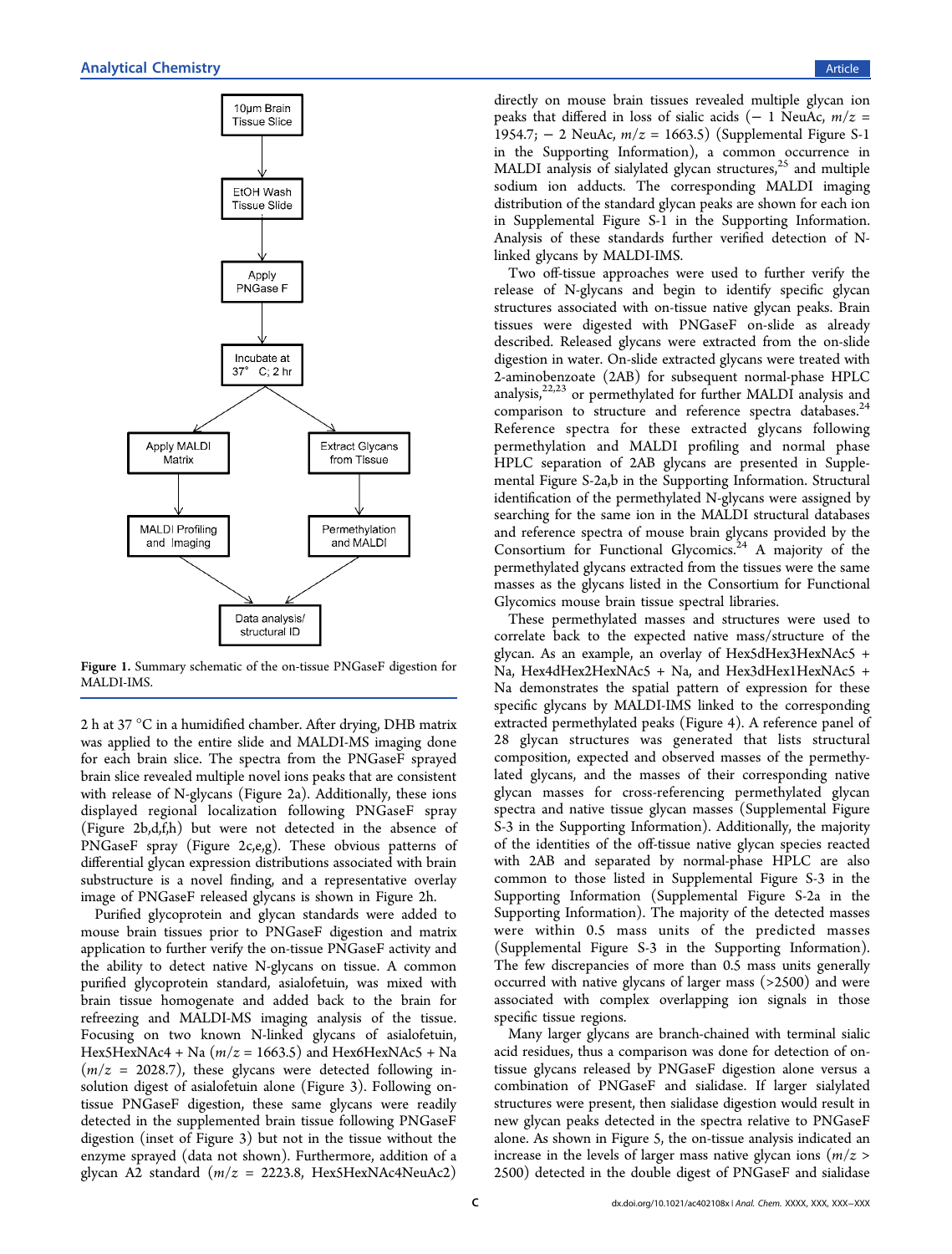Figure 1. Summary schematic of the on-tissue PNGaseF digestion for MALDI-IMS.

2 h at 37 °C in a humidified chamber. After drying, DHB matrix was applied to the entire slide and MALDI-MS imaging done for each brain slice. The spectra from the PNGaseF sprayed brain slice revealed multiple novel ions peaks that are consistent with release of N-glycans (Figure 2a). Additionally, these ions displayed regional localization following PNGaseF spray (Figure 2b,d,f,h) but were not detected in the absence of PNGaseF spray (Figure 2c,e,g). These obvious patterns of differential glycan expression distributions associated with brain substructure is a novel finding, and a representative overlay image of PNGaseF released glycans is shown in Figure 2h.

Purified glycoprotein and glycan standards were added to mouse brain tissues prior to PNGaseF digestion and matrix application to further verify the on-tissue PNGaseF activity and the ability to detect native N-glycans on tissue. A common purified glycoprotein standard, asialofetuin, was mixed with brain tissue homogenate and added back to the brain for refreezing and MALDI-MS imaging analysis of the tissue. Focusing on two known N-linked glycans of asialofetuin, Hex5HexNAc4 + Na ($m/z$ = 1663.5) and Hex6HexNAc5 + Na ($m/z$ = 2028.7), these glycans were detected following in-solution digest of asialofetuin alone (Figure 3). Following on-tissue PNGaseF digestion, these same glycans were readily detected in the supplemented brain tissue following PNGaseF digestion (inset of Figure 3) but not in the tissue without the enzyme sprayed (data not shown). Furthermore, addition of a glycan A2 standard ($m/z$ = 2223.8, Hex5HexNAc4NeuAc2) directly on mouse brain tissues revealed multiple glycan ion peaks that differed in loss of sialic acids (− 1 NeuAc, $m/z$ = 1954.7; − 2 NeuAc, $m/z$ = 1663.5) (Supplemental Figure S-1 in the Supporting Information), a common occurrence in MALDI analysis of sialylated glycan structures,[25] and multiple sodium ion adducts. The corresponding MALDI imaging distribution of the standard glycan peaks are shown for each ion in Supplemental Figure S-1 in the Supporting Information. Analysis of these standards further verified detection of N-linked glycans by MALDI-IMS.

Two off-tissue approaches were used to further verify the release of N-glycans and begin to identify specific glycan structures associated with on-tissue native glycan peaks. Brain tissues were digested with PNGaseF on-slide as already described. Released glycans were extracted from the on-slide digestion in water. On-slide extracted glycans were treated with 2-aminobenzoate (2AB) for subsequent normal-phase HPLC analysis,[22,23] or permethylated for further MALDI analysis and comparison to structure and reference spectra databases.[24] Reference spectra for these extracted glycans following permethylation and MALDI profiling and normal phase HPLC separation of 2AB glycans are presented in Supplemental Figure S-2a,b in the Supporting Information. Structural identification of the permethylated N-glycans were assigned by searching for the same ion in the MALDI structural databases and reference spectra of mouse brain glycans provided by the Consortium for Functional Glycomics.[24] A majority of the permethylated glycans extracted from the tissues were the same masses as the glycans listed in the Consortium for Functional Glycomics mouse brain tissue spectral libraries.

These permethylated masses and structures were used to correlate back to the expected native mass/structure of the glycan. As an example, an overlay of Hex5dHex3HexNAc5 + Na, Hex4dHex2HexNAc5 + Na, and Hex3dHex1HexNAc5 + Na demonstrates the spatial pattern of expression for these specific glycans by MALDI-IMS linked to the corresponding extracted permethylated peaks (Figure 4). A reference panel of 28 glycan structures was generated that lists structural composition, expected and observed masses of the permethylated glycans, and the masses of their corresponding native glycan masses for cross-referencing permethylated glycan spectra and native tissue glycan masses (Supplemental Figure S-3 in the Supporting Information). Additionally, the majority of the identities of the off-tissue native glycan species reacted with 2AB and separated by normal-phase HPLC are also common to those listed in Supplemental Figure S-3 in the Supporting Information (Supplemental Figure S-2a in the Supporting Information). The majority of the detected masses were within 0.5 mass units of the predicted masses (Supplemental Figure S-3 in the Supporting Information). The few discrepancies of more than 0.5 mass units generally occurred with native glycans of larger mass (>2500) and were associated with complex overlapping ion signals in those specific tissue regions.

Many larger glycans are branch-chained with terminal sialic acid residues, thus a comparison was done for detection of on-tissue glycans released by PNGaseF digestion alone versus a combination of PNGaseF and sialidase. If larger sialylated structures were present, then sialidase digestion would result in new glycan peaks detected in the spectra relative to PNGaseF alone. As shown in Figure 5, the on-tissue analysis indicated an increase in the levels of larger mass native glycan ions ($m/z$ > 2500) detected in the double digest of PNGaseF and sialidase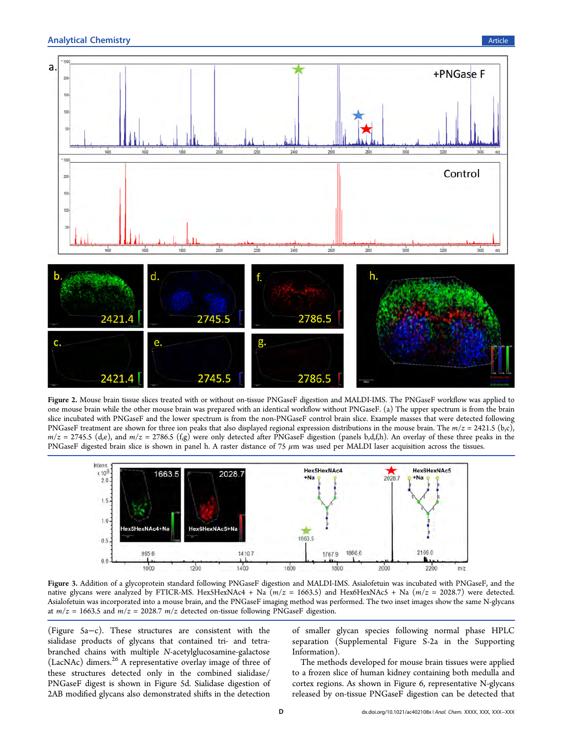Figure 2. Mouse brain tissue slices treated with or without on-tissue PNGaseF digestion and MALDI-IMS. The PNGaseF workflow was applied to one mouse brain while the other mouse brain was prepared with an identical workflow without PNGaseF. (a) The upper spectrum is from the brain slice incubated with PNGaseF and the lower spectrum is from the non-PNGaseF control brain slice. Example masses that were detected following PNGaseF treatment are shown for three ion peaks that also displayed regional expression distributions in the mouse brain. The $m/z$ = 2421.5 (b,c), $m/z$ = 2745.5 (d,e), and $m/z$ = 2786.5 (f,g) were only detected after PNGaseF digestion (panels b,d,f,h). An overlay of these three peaks in the PNGaseF digested brain slice is shown in panel h. A raster distance of 75 $\mu$m was used per MALDI laser acquisition across the tissues.

Figure 3. Addition of a glycoprotein standard following PNGaseF digestion and MALDI-IMS. Asialofetuin was incubated with PNGaseF, and the native glycans were analyzed by FTICR-MS. Hex5HexNAc4 + Na ($m/z$ = 1663.5) and Hex6HexNAc5 + Na ($m/z$ = 2028.7) were detected. Asialofetuin was incorporated into a mouse brain, and the PNGaseF imaging method was performed. The two inset images show the same N-glycans at $m/z$ = 1663.5 and $m/z$ = 2028.7 $m/z$ detected on-tissue following PNGaseF digestion.

(Figure 5a–c). These structures are consistent with the sialidase products of glycans that contained tri- and tetra-branched chains with multiple *N*-acetylglucosamine-galactose (LacNAc) dimers.[26] A representative overlay image of three of these structures detected only in the combined sialidase/PNGaseF digest is shown in Figure 5d. Sialidase digestion of 2AB modified glycans also demonstrated shifts in the detection of smaller glycan species following normal phase HPLC separation (Supplemental Figure S-2a in the Supporting Information).

The methods developed for mouse brain tissues were applied to a frozen slice of human kidney containing both medulla and cortex regions. As shown in Figure 6, representative N-glycans released by on-tissue PNGaseF digestion can be detected that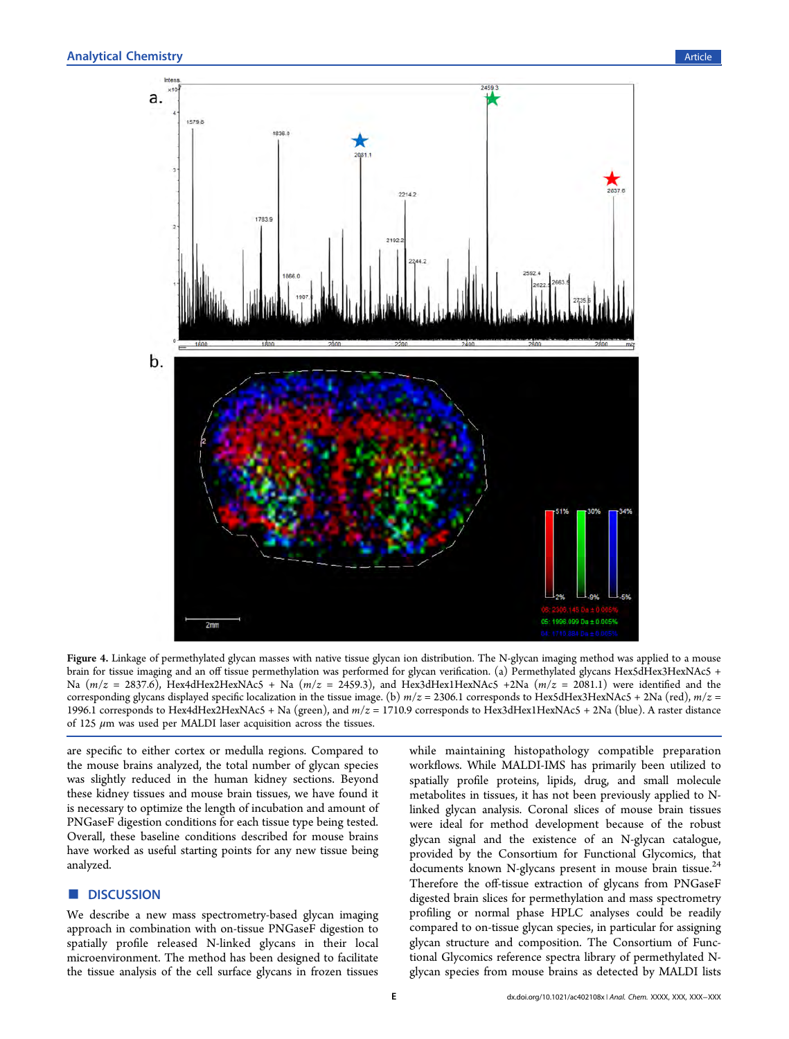**Figure 4.** Linkage of permethylated glycan masses with native tissue glycan ion distribution. The N-glycan imaging method was applied to a mouse brain for tissue imaging and an off tissue permethylation was performed for glycan verification. (a) Permethylated glycans Hex5dHex3HexNAc5 + Na ($m/z$ = 2837.6), Hex4dHex2HexNAc5 + Na ($m/z$ = 2459.3), and Hex3dHex1HexNAc5 +2Na ($m/z$ = 2081.1) were identified and the corresponding glycans displayed specific localization in the tissue image. (b) $m/z$ = 2306.1 corresponds to Hex5dHex3HexNAc5 + 2Na (red), $m/z$ = 1996.1 corresponds to Hex4dHex2HexNAc5 + Na (green), and $m/z$ = 1710.9 corresponds to Hex3dHex1HexNAc5 + 2Na (blue). A raster distance of 125 $\mu$m was used per MALDI laser acquisition across the tissues.

are specific to either cortex or medulla regions. Compared to the mouse brains analyzed, the total number of glycan species was slightly reduced in the human kidney sections. Beyond these kidney tissues and mouse brain tissues, we have found it is necessary to optimize the length of incubation and amount of PNGaseF digestion conditions for each tissue type being tested. Overall, these baseline conditions described for mouse brains have worked as useful starting points for any new tissue being analyzed.

## DISCUSSION

We describe a new mass spectrometry-based glycan imaging approach in combination with on-tissue PNGaseF digestion to spatially profile released N-linked glycans in their local microenvironment. The method has been designed to facilitate the tissue analysis of the cell surface glycans in frozen tissues while maintaining histopathology compatible preparation workflows. While MALDI-IMS has primarily been utilized to spatially profile proteins, lipids, drug, and small molecule metabolites in tissues, it has not been previously applied to N-linked glycan analysis. Coronal slices of mouse brain tissues were ideal for method development because of the robust glycan signal and the existence of an N-glycan catalogue, provided by the Consortium for Functional Glycomics, that documents known N-glycans present in mouse brain tissue.[24] Therefore the off-tissue extraction of glycans from PNGaseF digested brain slices for permethylation and mass spectrometry profiling or normal phase HPLC analyses could be readily compared to on-tissue glycan species, in particular for assigning glycan structure and composition. The Consortium of Functional Glycomics reference spectra library of permethylated N-glycan species from mouse brains as detected by MALDI lists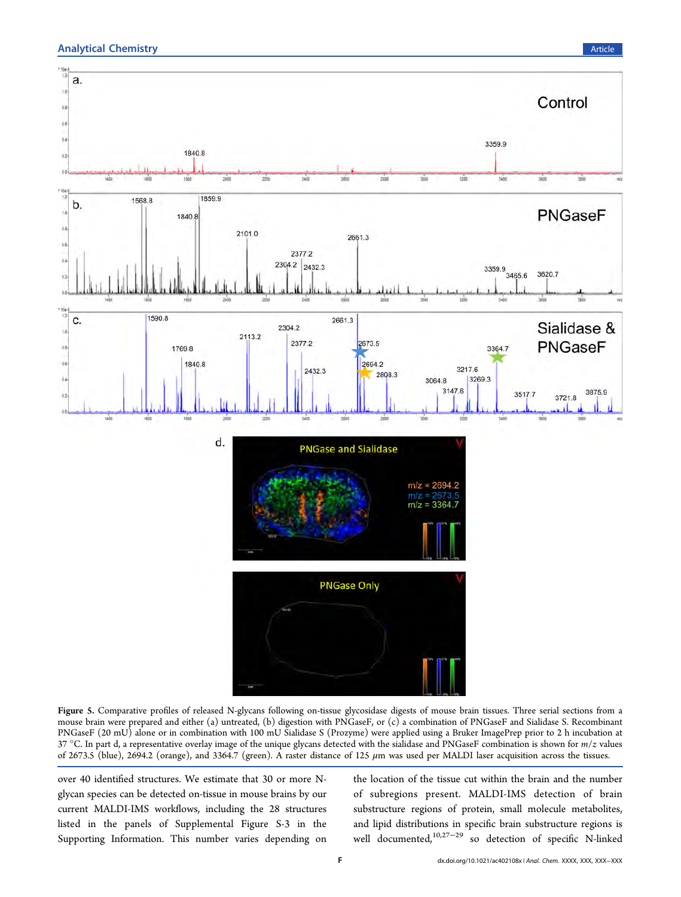Figure 5. Comparative profiles of released N-glycans following on-tissue glycosidase digests of mouse brain tissues. Three serial sections from a mouse brain were prepared and either (a) untreated, (b) digestion with PNGaseF, or (c) a combination of PNGaseF and Sialidase S. Recombinant PNGaseF (20 mU) alone or in combination with 100 mU Sialidase S (Prozyme) were applied using a Bruker ImagePrep prior to 2 h incubation at 37 °C. In part d, a representative overlay image of the unique glycans detected with the sialidase and PNGaseF combination is shown for $m/z$ values of 2673.5 (blue), 2694.2 (orange), and 3364.7 (green). A raster distance of 125 $\mu$m was used per MALDI laser acquisition across the tissues.

over 40 identified structures. We estimate that 30 or more N-glycan species can be detected on-tissue in mouse brains by our current MALDI-IMS workflows, including the 28 structures listed in the panels of Supplemental Figure S-3 in the Supporting Information. This number varies depending on the location of the tissue cut within the brain and the number of subregions present. MALDI-IMS detection of brain substructure regions of protein, small molecule metabolites, and lipid distributions in specific brain substructure regions is well documented,[10,27−29] so detection of specific N-linked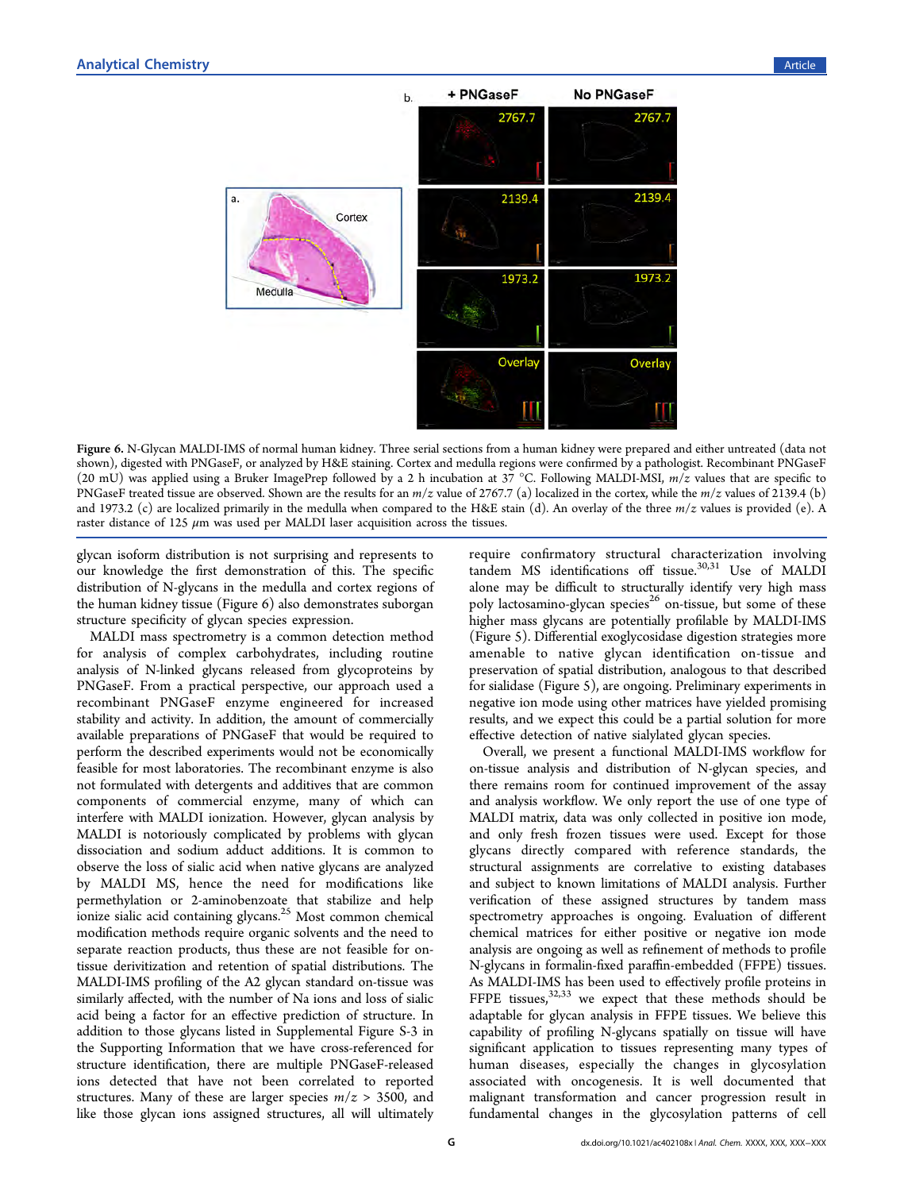b. + PNGaseF No PNGaseF

2767.7 2767.7

2139.4 2139.4

1973.2 1973.2

Overlay Overlay

a. Cortex Medulla

Figure 6. N-Glycan MALDI-IMS of normal human kidney. Three serial sections from a human kidney were prepared and either untreated (data not shown), digested with PNGaseF, or analyzed by H&E staining. Cortex and medulla regions were confirmed by a pathologist. Recombinant PNGaseF (20 mU) was applied using a Bruker ImagePrep followed by a 2 h incubation at 37 °C. Following MALDI-MSI, $m/z$ values that are specific to PNGaseF treated tissue are observed. Shown are the results for an $m/z$ value of 2767.7 (a) localized in the cortex, while the $m/z$ values of 2139.4 (b) and 1973.2 (c) are localized primarily in the medulla when compared to the H&E stain (d). An overlay of the three $m/z$ values is provided (e). A raster distance of 125 $\mu$m was used per MALDI laser acquisition across the tissues.

glycan isoform distribution is not surprising and represents to our knowledge the first demonstration of this. The specific distribution of N-glycans in the medulla and cortex regions of the human kidney tissue (Figure 6) also demonstrates suborgan structure specificity of glycan species expression.

MALDI mass spectrometry is a common detection method for analysis of complex carbohydrates, including routine analysis of N-linked glycans released from glycoproteins by PNGaseF. From a practical perspective, our approach used a recombinant PNGaseF enzyme engineered for increased stability and activity. In addition, the amount of commercially available preparations of PNGaseF that would be required to perform the described experiments would not be economically feasible for most laboratories. The recombinant enzyme is also not formulated with detergents and additives that are common components of commercial enzyme, many of which can interfere with MALDI ionization. However, glycan analysis by MALDI is notoriously complicated by problems with glycan dissociation and sodium adduct additions. It is common to observe the loss of sialic acid when native glycans are analyzed by MALDI MS, hence the need for modifications like permethylation or 2-aminobenzoate that stabilize and help ionize sialic acid containing glycans.[25] Most common chemical modification methods require organic solvents and the need to separate reaction products, thus these are not feasible for on-tissue derivitization and retention of spatial distributions. The MALDI-IMS profiling of the A2 glycan standard on-tissue was similarly affected, with the number of Na ions and loss of sialic acid being a factor for an effective prediction of structure. In addition to those glycans listed in Supplemental Figure S-3 in the Supporting Information that we have cross-referenced for structure identification, there are multiple PNGaseF-released ions detected that have not been correlated to reported structures. Many of these are larger species $m/z$ > 3500, and like those glycan ions assigned structures, all will ultimately require confirmatory structural characterization involving tandem MS identifications off tissue.[30,31] Use of MALDI alone may be difficult to structurally identify very high mass poly lactosamino-glycan species[26] on-tissue, but some of these higher mass glycans are potentially profilable by MALDI-IMS (Figure 5). Differential exoglycosidase digestion strategies more amenable to native glycan identification on-tissue and preservation of spatial distribution, analogous to that described for sialidase (Figure 5), are ongoing. Preliminary experiments in negative ion mode using other matrices have yielded promising results, and we expect this could be a partial solution for more effective detection of native sialylated glycan species.

Overall, we present a functional MALDI-IMS workflow for on-tissue analysis and distribution of N-glycan species, and there remains room for continued improvement of the assay and analysis workflow. We only report the use of one type of MALDI matrix, data was only collected in positive ion mode, and only fresh frozen tissues were used. Except for those glycans directly compared with reference standards, the structural assignments are correlative to existing databases and subject to known limitations of MALDI analysis. Further verification of these assigned structures by tandem mass spectrometry approaches is ongoing. Evaluation of different chemical matrices for either positive or negative ion mode analysis are ongoing as well as refinement of methods to profile N-glycans in formalin-fixed paraffin-embedded (FFPE) tissues. As MALDI-IMS has been used to effectively profile proteins in FFPE tissues,[32,33] we expect that these methods should be adaptable for glycan analysis in FFPE tissues. We believe this capability of profiling N-glycans spatially on tissue will have significant application to tissues representing many types of human diseases, especially the changes in glycosylation associated with oncogenesis. It is well documented that malignant transformation and cancer progression result in fundamental changes in the glycosylation patterns of cell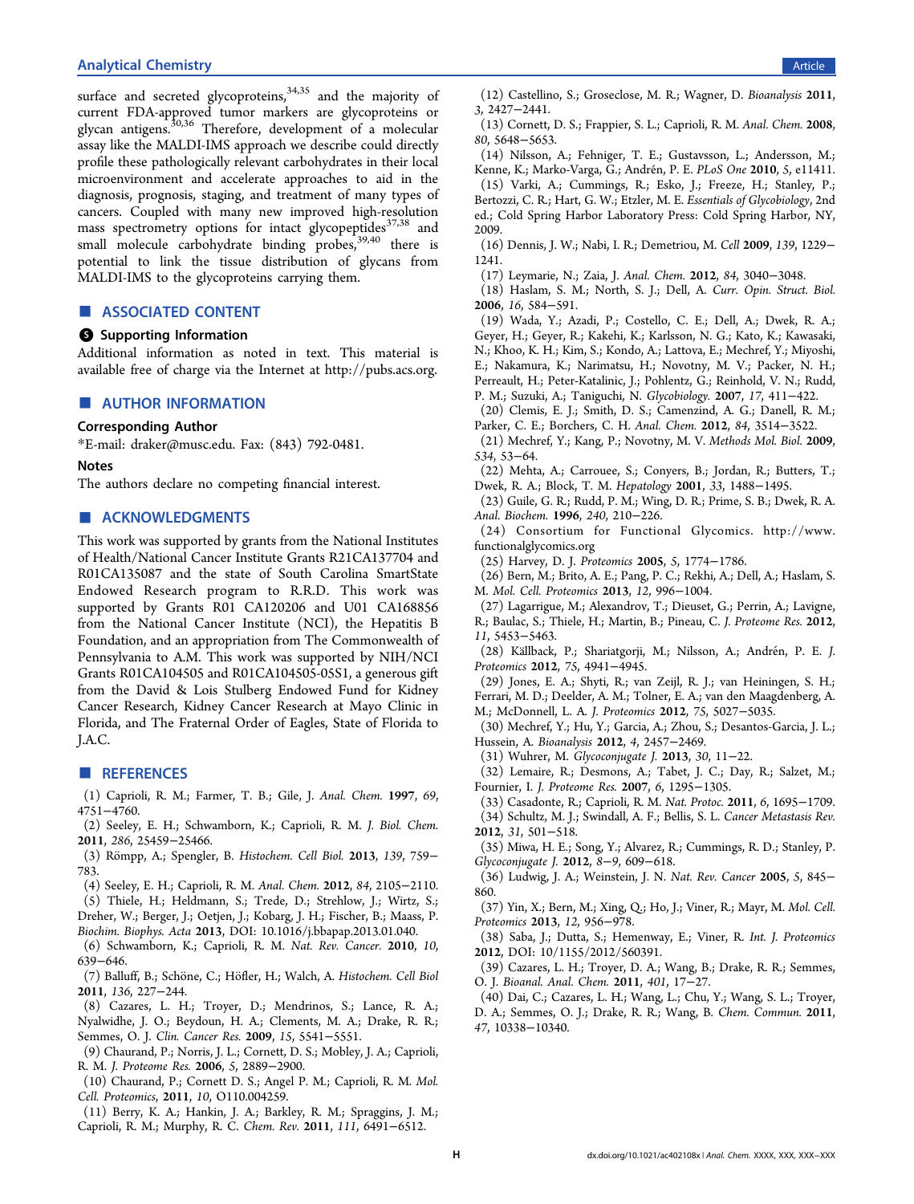surface and secreted glycoproteins,[34,35] and the majority of current FDA-approved tumor markers are glycoproteins or glycan antigens.[30,36] Therefore, development of a molecular assay like the MALDI-IMS approach we describe could directly profile these pathologically relevant carbohydrates in their local microenvironment and accelerate approaches to aid in the diagnosis, prognosis, staging, and treatment of many types of cancers. Coupled with many new improved high-resolution mass spectrometry options for intact glycopeptides[37,38] and small molecule carbohydrate binding probes,[39,40] there is potential to link the tissue distribution of glycans from MALDI-IMS to the glycoproteins carrying them.

## ■ ASSOCIATED CONTENT

### Supporting Information

Additional information as noted in text. This material is available free of charge via the Internet at http://pubs.acs.org.

## ■ AUTHOR INFORMATION

### Corresponding Author

*E-mail: draker@musc.edu. Fax: (843) 792-0481.

### Notes

The authors declare no competing financial interest.

## ■ ACKNOWLEDGMENTS

This work was supported by grants from the National Institutes of Health/National Cancer Institute Grants R21CA137704 and R01CA135087 and the state of South Carolina SmartState Endowed Research program to R.R.D. This work was supported by Grants R01 CA120206 and U01 CA168856 from the National Cancer Institute (NCI), the Hepatitis B Foundation, and an appropriation from The Commonwealth of Pennsylvania to A.M. This work was supported by NIH/NCI Grants R01CA104505 and R01CA104505-05S1, a generous gift from the David & Lois Stulberg Endowed Fund for Kidney Cancer Research, Kidney Cancer Research at Mayo Clinic in Florida, and The Fraternal Order of Eagles, State of Florida to J.A.C.

## ■ REFERENCES

(1) Caprioli, R. M.; Farmer, T. B.; Gile, J. *Anal. Chem.* **1997**, *69*, 4751−4760.

(2) Seeley, E. H.; Schwamborn, K.; Caprioli, R. M. *J. Biol. Chem.* **2011**, *286*, 25459−25466.

(3) Römpp, A.; Spengler, B. *Histochem. Cell Biol.* **2013**, *139*, 759−783.

(4) Seeley, E. H.; Caprioli, R. M. *Anal. Chem.* **2012**, *84*, 2105−2110.

(5) Thiele, H.; Heldmann, S.; Trede, D.; Strehlow, J.; Wirtz, S.; Dreher, W.; Berger, J.; Oetjen, J.; Kobarg, J. H.; Fischer, B.; Maass, P. *Biochim. Biophys. Acta* **2013**, DOI: 10.1016/j.bbapap.2013.01.040.

(6) Schwamborn, K.; Caprioli, R. M. *Nat. Rev. Cancer.* **2010**, *10*, 639−646.

(7) Balluff, B.; Schöne, C.; Höfler, H.; Walch, A. *Histochem. Cell Biol* **2011**, *136*, 227−244.

(8) Cazares, L. H.; Troyer, D.; Mendrinos, S.; Lance, R. A.; Nyalwidhe, J. O.; Beydoun, H. A.; Clements, M. A.; Drake, R. R.; Semmes, O. J. *Clin. Cancer Res.* **2009**, *15*, 5541−5551.

(9) Chaurand, P.; Norris, J. L.; Cornett, D. S.; Mobley, J. A.; Caprioli, R. M. *J. Proteome Res.* **2006**, *5*, 2889−2900.

(10) Chaurand, P.; Cornett D. S.; Angel P. M.; Caprioli, R. M. *Mol. Cell. Proteomics*, **2011**, *10*, O110.004259.

(11) Berry, K. A.; Hankin, J. A.; Barkley, R. M.; Spraggins, J. M.; Caprioli, R. M.; Murphy, R. C. *Chem. Rev.* **2011**, *111*, 6491−6512.

(12) Castellino, S.; Groseclose, M. R.; Wagner, D. *Bioanalysis* **2011**, *3*, 2427−2441.

(13) Cornett, D. S.; Frappier, S. L.; Caprioli, R. M. *Anal. Chem.* **2008**, *80*, 5648−5653.

(14) Nilsson, A.; Fehniger, T. E.; Gustavsson, L.; Andersson, M.; Kenne, K.; Marko-Varga, G.; Andrén, P. E. *PLoS One* **2010**, *5*, e11411.

(15) Varki, A.; Cummings, R.; Esko, J.; Freeze, H.; Stanley, P.; Bertozzi, C. R.; Hart, G. W.; Etzler, M. E. *Essentials of Glycobiology*, 2nd ed.; Cold Spring Harbor Laboratory Press: Cold Spring Harbor, NY, 2009.

(16) Dennis, J. W.; Nabi, I. R.; Demetriou, M. *Cell* **2009**, *139*, 1229−1241.

(17) Leymarie, N.; Zaia, J. *Anal. Chem.* **2012**, *84*, 3040−3048.

(18) Haslam, S. M.; North, S. J.; Dell, A. *Curr. Opin. Struct. Biol.* **2006**, *16*, 584−591.

(19) Wada, Y.; Azadi, P.; Costello, C. E.; Dell, A.; Dwek, R. A.; Geyer, H.; Geyer, R.; Kakehi, K.; Karlsson, N. G.; Kato, K.; Kawasaki, N.; Khoo, K. H.; Kim, S.; Kondo, A.; Lattova, E.; Mechref, Y.; Miyoshi, E.; Nakamura, K.; Narimatsu, H.; Novotny, M. V.; Packer, N. H.; Perreault, H.; Peter-Katalinic, J.; Pohlentz, G.; Reinhold, V. N.; Rudd, P. M.; Suzuki, A.; Taniguchi, N. *Glycobiology.* **2007**, *17*, 411−422.

(20) Clemis, E. J.; Smith, D. S.; Camenzind, A. G.; Danell, R. M.; Parker, C. E.; Borchers, C. H. *Anal. Chem.* **2012**, *84*, 3514−3522.

(21) Mechref, Y.; Kang, P.; Novotny, M. V. *Methods Mol. Biol.* **2009**, *534*, 53−64.

(22) Mehta, A.; Carrouee, S.; Conyers, B.; Jordan, R.; Butters, T.; Dwek, R. A.; Block, T. M. *Hepatology* **2001**, *33*, 1488−1495.

(23) Guile, G. R.; Rudd, P. M.; Wing, D. R.; Prime, S. B.; Dwek, R. A. *Anal. Biochem.* **1996**, *240*, 210−226.

(24) Consortium for Functional Glycomics. http://www.functionalglycomics.org

(25) Harvey, D. J. *Proteomics* **2005**, *5*, 1774−1786.

(26) Bern, M.; Brito, A. E.; Pang, P. C.; Rekhi, A.; Dell, A.; Haslam, S. M. *Mol. Cell. Proteomics* **2013**, *12*, 996−1004.

(27) Lagarrigue, M.; Alexandrov, T.; Dieuset, G.; Perrin, A.; Lavigne, R.; Baulac, S.; Thiele, H.; Martin, B.; Pineau, C. *J. Proteome Res.* **2012**, *11*, 5453−5463.

(28) Källback, P.; Shariatgorji, M.; Nilsson, A.; Andrén, P. E. *J. Proteomics* **2012**, *75*, 4941−4945.

(29) Jones, E. A.; Shyti, R.; van Zeijl, R. J.; van Heiningen, S. H.; Ferrari, M. D.; Deelder, A. M.; Tolner, E. A.; van den Maagdenberg, A. M.; McDonnell, L. A. *J. Proteomics* **2012**, *75*, 5027−5035.

(30) Mechref, Y.; Hu, Y.; Garcia, A.; Zhou, S.; Desantos-Garcia, J. L.; Hussein, A. *Bioanalysis* **2012**, *4*, 2457−2469.

(31) Wuhrer, M. *Glycoconjugate J.* **2013**, *30*, 11−22.

(32) Lemaire, R.; Desmons, A.; Tabet, J. C.; Day, R.; Salzet, M.; Fournier, I. *J. Proteome Res.* **2007**, *6*, 1295−1305.

(33) Casadonte, R.; Caprioli, R. M. *Nat. Protoc.* **2011**, *6*, 1695−1709.

(34) Schultz, M. J.; Swindall, A. F.; Bellis, S. L. *Cancer Metastasis Rev.* **2012**, *31*, 501−518.

(35) Miwa, H. E.; Song, Y.; Alvarez, R.; Cummings, R. D.; Stanley, P. *Glycoconjugate J.* **2012**, *8−9*, 609−618.

(36) Ludwig, J. A.; Weinstein, J. N. *Nat. Rev. Cancer* **2005**, *5*, 845−860.

(37) Yin, X.; Bern, M.; Xing, Q.; Ho, J.; Viner, R.; Mayr, M. *Mol. Cell. Proteomics* **2013**, *12*, 956−978.

(38) Saba, J.; Dutta, S.; Hemenway, E.; Viner, R. *Int. J. Proteomics* **2012**, DOI: 10/1155/2012/560391.

(39) Cazares, L. H.; Troyer, D. A.; Wang, B.; Drake, R. R.; Semmes, O. J. *Bioanal. Anal. Chem.* **2011**, *401*, 17−27.

(40) Dai, C.; Cazares, L. H.; Wang, L.; Chu, Y.; Wang, S. L.; Troyer, D. A.; Semmes, O. J.; Drake, R. R.; Wang, B. *Chem. Commun.* **2011**, *47*, 10338−10340.